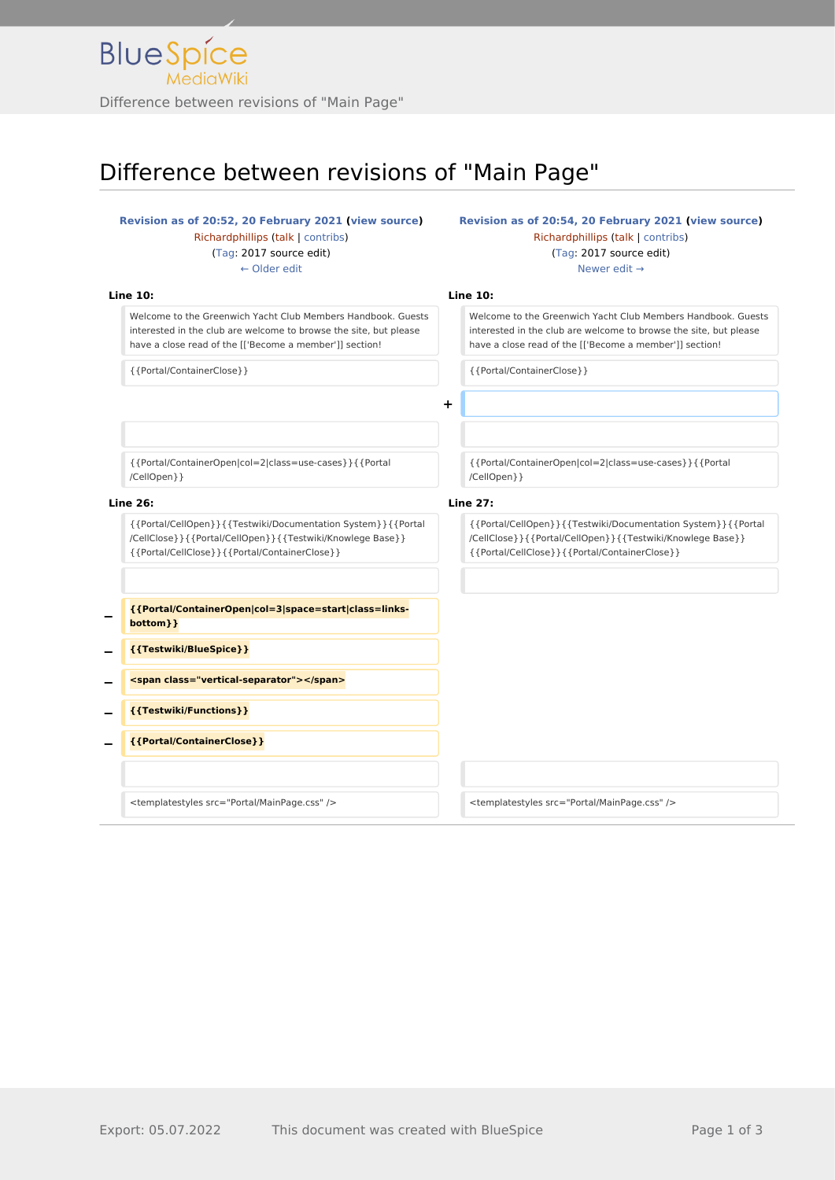BlueSpice MediaWiki

Difference between revisions of "Main Page"

# Difference between revisions of "Main Page"

| Revision as of 20:52, 20 February 2021 (view source)<br>Richardphillips (talk \| contribs)<br>(Tag: 2017 source edit)<br>← Older edit | | Revision as of 20:54, 20 February 2021 (view source)<br>Richardphillips (talk \| contribs)<br>(Tag: 2017 source edit)<br>Newer edit → |
|---|---|---|
| **Line 10:** | | **Line 10:** |
| Welcome to the Greenwich Yacht Club Members Handbook. Guests interested in the club are welcome to browse the site, but please have a close read of the [['Become a member']] section! | | Welcome to the Greenwich Yacht Club Members Handbook. Guests interested in the club are welcome to browse the site, but please have a close read of the [['Become a member']] section! |
| {{Portal/ContainerClose}} | | {{Portal/ContainerClose}} |
| | + | |
| | | |
| {{Portal/ContainerOpen\|col=2\|class=use-cases}}{{Portal/CellOpen}} | | {{Portal/ContainerOpen\|col=2\|class=use-cases}}{{Portal/CellOpen}} |
| **Line 26:** | | **Line 27:** |
| {{Portal/CellOpen}}{{Testwiki/Documentation System}}{{Portal/CellClose}}{{Portal/CellOpen}}{{Testwiki/Knowlege Base}}{{Portal/CellClose}}{{Portal/ContainerClose}} | | {{Portal/CellOpen}}{{Testwiki/Documentation System}}{{Portal/CellClose}}{{Portal/CellOpen}}{{Testwiki/Knowlege Base}}{{Portal/CellClose}}{{Portal/ContainerClose}} |
| | | |
| − **{{Portal/ContainerOpen\|col=3\|space=start\|class=links-bottom}}** | | |
| − **{{Testwiki/BlueSpice}}** | | |
| − **<span class="vertical-separator"></span>** | | |
| − **{{Testwiki/Functions}}** | | |
| − **{{Portal/ContainerClose}}** | | |
| | | |
| <templatestyles src="Portal/MainPage.css" /> | | <templatestyles src="Portal/MainPage.css" /> |

Export: 05.07.2022 This document was created with BlueSpice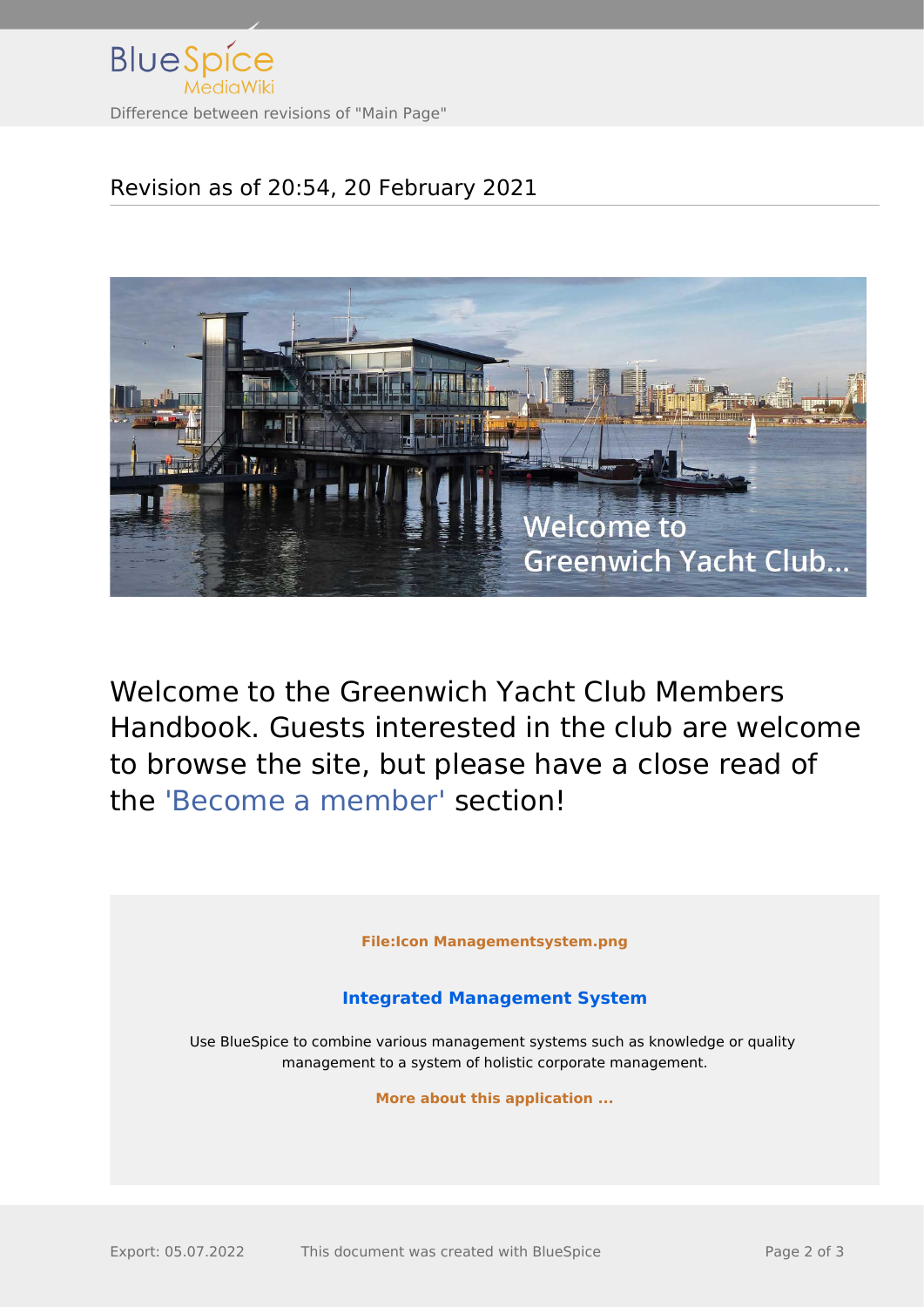Revision as of 20:54, 20 February 2021

Welcome to the Greenwich Yacht Club Members Handbook. Guests interested in the club are welcome to browse the site, but please have a close read of the 'Become a member' section!

**File:Icon Managementsystem.png**

**Integrated Management System**

Use BlueSpice to combine various management systems such as knowledge or quality management to a system of holistic corporate management.

**More about this application ...**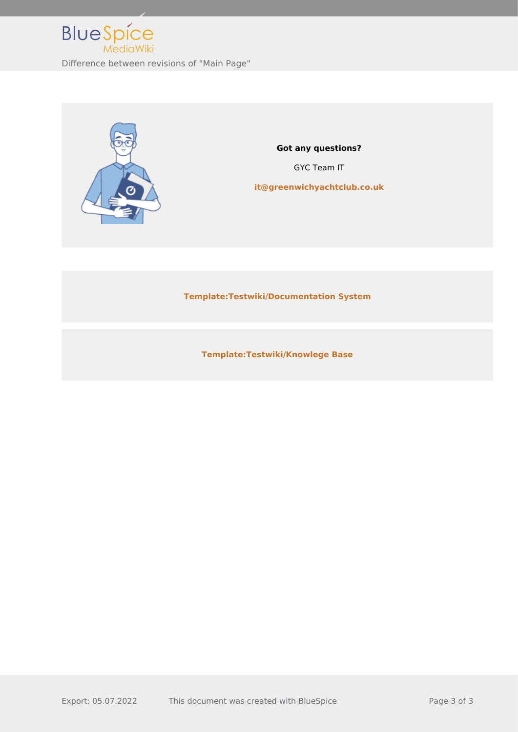**Got any questions?**

GYC Team IT

**it@greenwichyachtclub.co.uk**

**Template:Testwiki/Documentation System**

**Template:Testwiki/Knowlege Base**